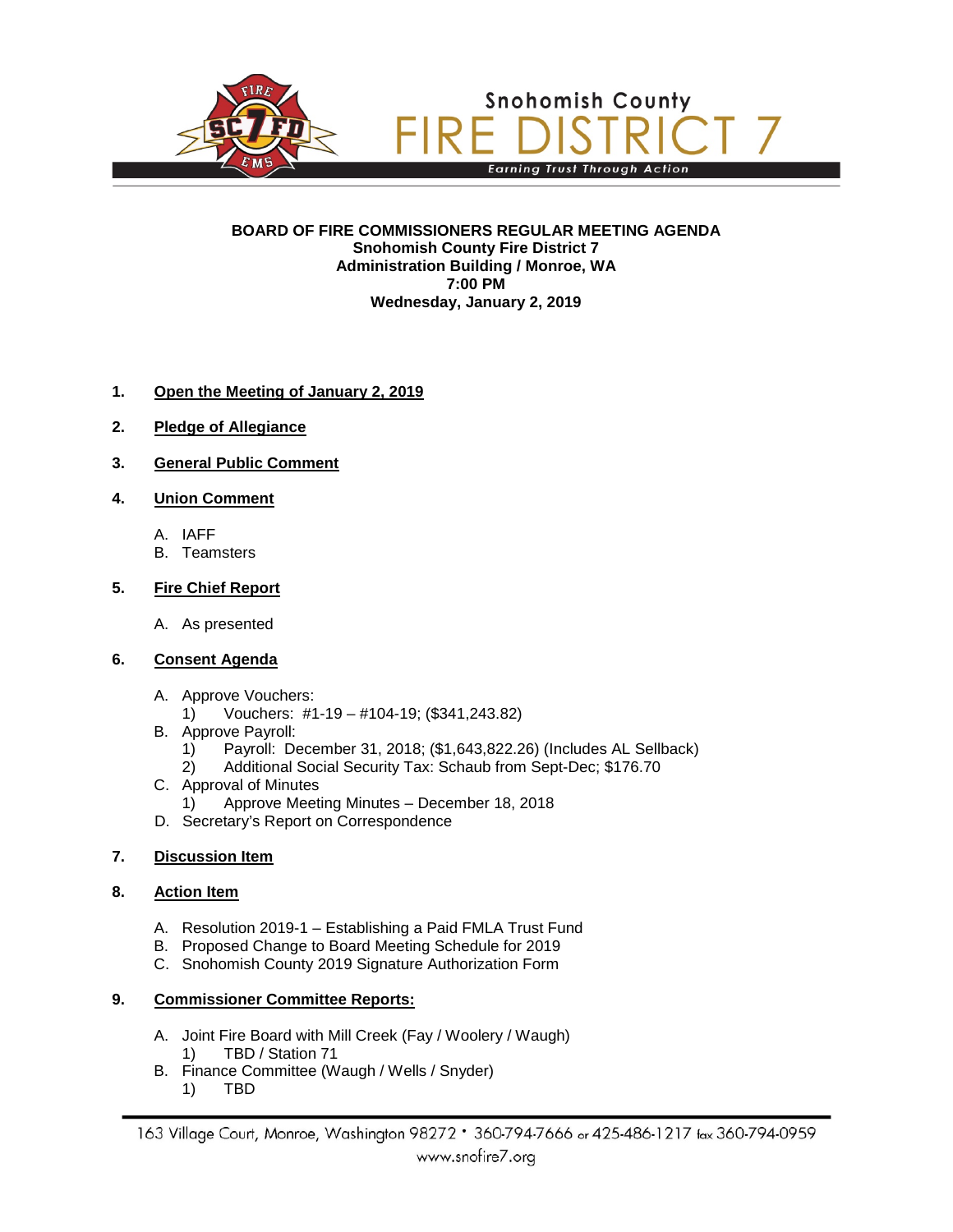Snohomish County

FIRE DISTRICT 7

*Earning Trust Through Action*

**BOARD OF FIRE COMMISSIONERS REGULAR MEETING AGENDA**
**Snohomish County Fire District 7**
**Administration Building / Monroe, WA**
**7:00 PM**
**Wednesday, January 2, 2019**

1. **Open the Meeting of January 2, 2019**

2. **Pledge of Allegiance**

3. **General Public Comment**

4. **Union Comment**

   A. IAFF
   B. Teamsters

5. **Fire Chief Report**

   A. As presented

6. **Consent Agenda**

   A. Approve Vouchers:
      1) Vouchers: #1-19 – #104-19; ($341,243.82)
   B. Approve Payroll:
      1) Payroll: December 31, 2018; ($1,643,822.26) (Includes AL Sellback)
      2) Additional Social Security Tax: Schaub from Sept-Dec; $176.70
   C. Approval of Minutes
      1) Approve Meeting Minutes – December 18, 2018
   D. Secretary's Report on Correspondence

7. **Discussion Item**

8. **Action Item**

   A. Resolution 2019-1 – Establishing a Paid FMLA Trust Fund
   B. Proposed Change to Board Meeting Schedule for 2019
   C. Snohomish County 2019 Signature Authorization Form

9. **Commissioner Committee Reports:**

   A. Joint Fire Board with Mill Creek (Fay / Woolery / Waugh)
      1) TBD / Station 71
   B. Finance Committee (Waugh / Wells / Snyder)
      1) TBD

163 Village Court, Monroe, Washington 98272 • 360-794-7666 or 425-486-1217 fax 360-794-0959
www.snofire7.org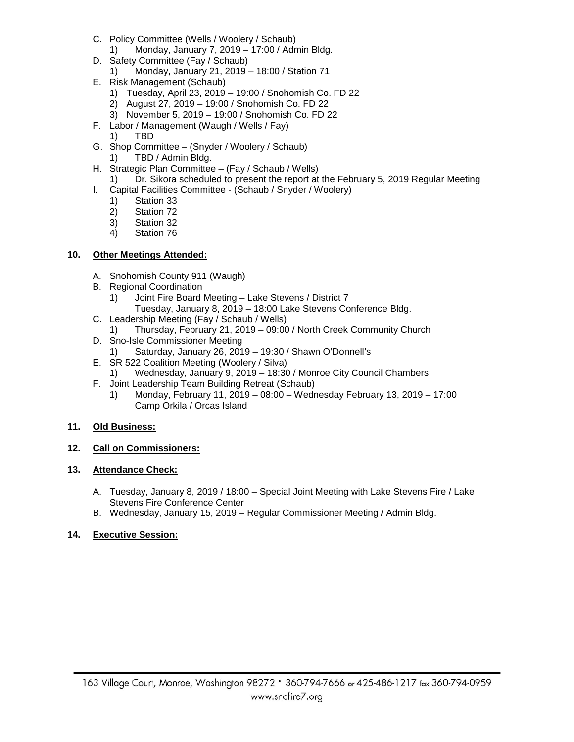- C. Policy Committee (Wells / Woolery / Schaub)
    1) Monday, January 7, 2019 – 17:00 / Admin Bldg.
- D. Safety Committee (Fay / Schaub)
    1) Monday, January 21, 2019 – 18:00 / Station 71
- E. Risk Management (Schaub)
    1) Tuesday, April 23, 2019 – 19:00 / Snohomish Co. FD 22
    2) August 27, 2019 – 19:00 / Snohomish Co. FD 22
    3) November 5, 2019 – 19:00 / Snohomish Co. FD 22
- F. Labor / Management (Waugh / Wells / Fay)
    1) TBD
- G. Shop Committee – (Snyder / Woolery / Schaub)
    1) TBD / Admin Bldg.
- H. Strategic Plan Committee – (Fay / Schaub / Wells)
    1) Dr. Sikora scheduled to present the report at the February 5, 2019 Regular Meeting
- I. Capital Facilities Committee - (Schaub / Snyder / Woolery)
    1) Station 33
    2) Station 72
    3) Station 32
    4) Station 76

**10. Other Meetings Attended:**

- A. Snohomish County 911 (Waugh)
- B. Regional Coordination
    1) Joint Fire Board Meeting – Lake Stevens / District 7
       Tuesday, January 8, 2019 – 18:00 Lake Stevens Conference Bldg.
- C. Leadership Meeting (Fay / Schaub / Wells)
    1) Thursday, February 21, 2019 – 09:00 / North Creek Community Church
- D. Sno-Isle Commissioner Meeting
    1) Saturday, January 26, 2019 – 19:30 / Shawn O'Donnell's
- E. SR 522 Coalition Meeting (Woolery / Silva)
    1) Wednesday, January 9, 2019 – 18:30 / Monroe City Council Chambers
- F. Joint Leadership Team Building Retreat (Schaub)
    1) Monday, February 11, 2019 – 08:00 – Wednesday February 13, 2019 – 17:00
       Camp Orkila / Orcas Island

**11. Old Business:**

**12. Call on Commissioners:**

**13. Attendance Check:**

- A. Tuesday, January 8, 2019 / 18:00 – Special Joint Meeting with Lake Stevens Fire / Lake Stevens Fire Conference Center
- B. Wednesday, January 15, 2019 – Regular Commissioner Meeting / Admin Bldg.

**14. Executive Session:**